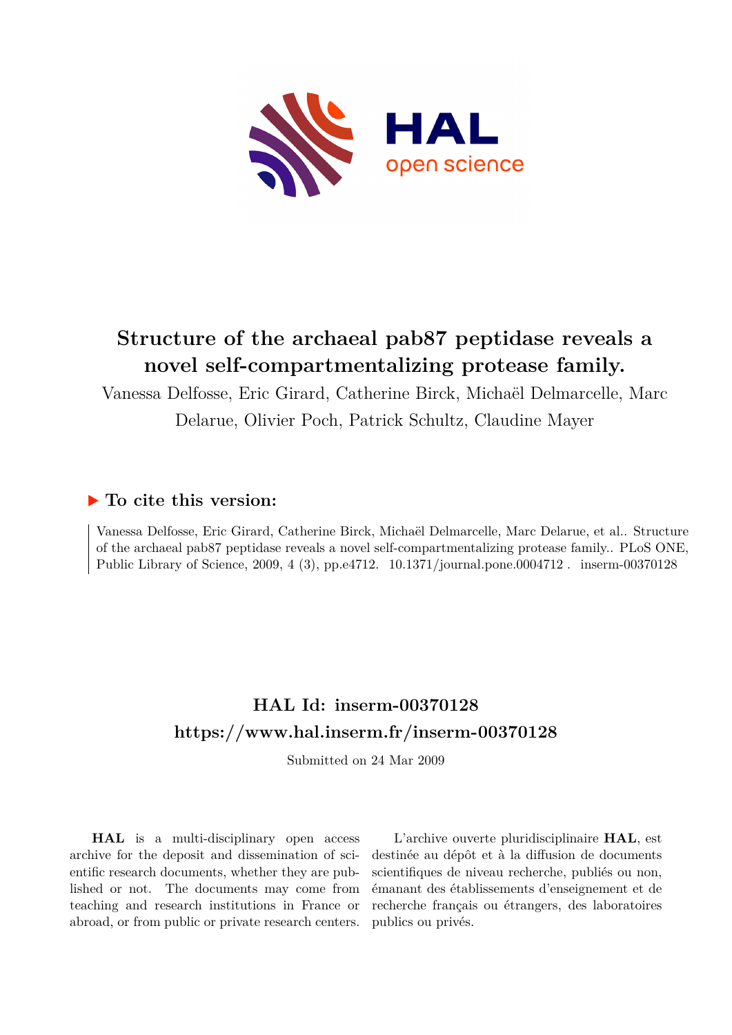# Structure of the archaeal pab87 peptidase reveals a novel self-compartmentalizing protease family.

Vanessa Delfosse, Eric Girard, Catherine Birck, Michaël Delmarcelle, Marc Delarue, Olivier Poch, Patrick Schultz, Claudine Mayer

## ▶ To cite this version:

Vanessa Delfosse, Eric Girard, Catherine Birck, Michaël Delmarcelle, Marc Delarue, et al.. Structure of the archaeal pab87 peptidase reveals a novel self-compartmentalizing protease family.. PLoS ONE, Public Library of Science, 2009, 4 (3), pp.e4712. 10.1371/journal.pone.0004712 . inserm-00370128

## HAL Id: inserm-00370128
## https://www.hal.inserm.fr/inserm-00370128

Submitted on 24 Mar 2009

**HAL** is a multi-disciplinary open access archive for the deposit and dissemination of scientific research documents, whether they are published or not. The documents may come from teaching and research institutions in France or abroad, or from public or private research centers.

L'archive ouverte pluridisciplinaire **HAL**, est destinée au dépôt et à la diffusion de documents scientifiques de niveau recherche, publiés ou non, émanant des établissements d'enseignement et de recherche français ou étrangers, des laboratoires publics ou privés.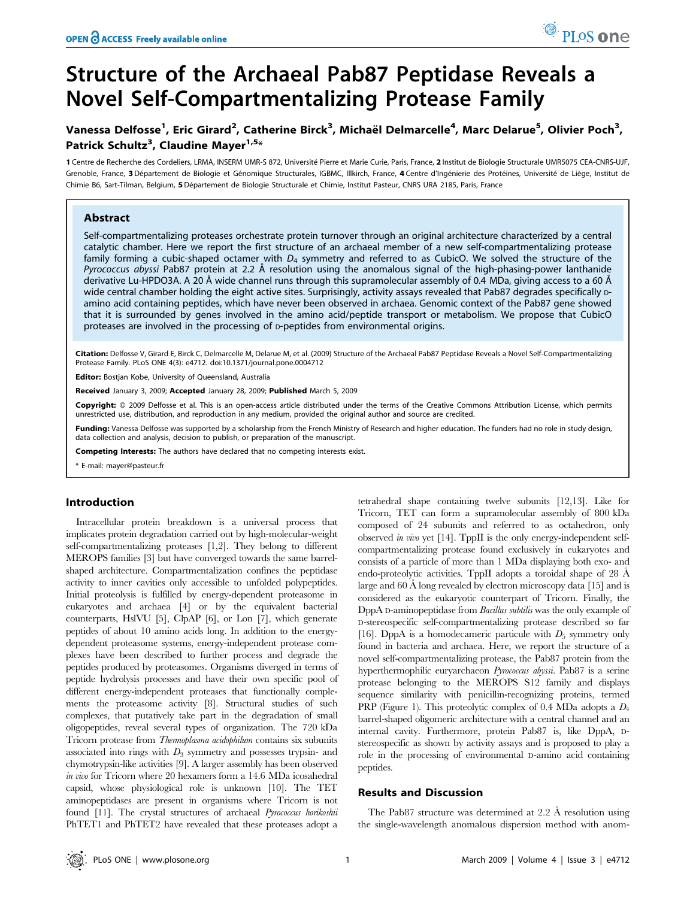# Structure of the Archaeal Pab87 Peptidase Reveals a Novel Self-Compartmentalizing Protease Family

**Vanessa Delfosse[1], Eric Girard[2], Catherine Birck[3], Michaël Delmarcelle[4], Marc Delarue[5], Olivier Poch[3], Patrick Schultz[3], Claudine Mayer[1,5]***

1 Centre de Recherche des Cordeliers, LRMA, INSERM UMR-S 872, Université Pierre et Marie Curie, Paris, France, 2 Institut de Biologie Structurale UMR5075 CEA-CNRS-UJF, Grenoble, France, 3 Département de Biologie et Génomique Structurales, IGBMC, Illkirch, France, 4 Centre d'Ingénierie des Protéines, Université de Liège, Institut de Chimie B6, Sart-Tilman, Belgium, 5 Département de Biologie Structurale et Chimie, Institut Pasteur, CNRS URA 2185, Paris, France

## Abstract

Self-compartmentalizing proteases orchestrate protein turnover through an original architecture characterized by a central catalytic chamber. Here we report the first structure of an archaeal member of a new self-compartmentalizing protease family forming a cubic-shaped octamer with $D_4$ symmetry and referred to as CubicO. We solved the structure of the *Pyrococcus abyssi* Pab87 protein at 2.2 Å resolution using the anomalous signal of the high-phasing-power lanthanide derivative Lu-HPDO3A. A 20 Å wide channel runs through this supramolecular assembly of 0.4 MDa, giving access to a 60 Å wide central chamber holding the eight active sites. Surprisingly, activity assays revealed that Pab87 degrades specifically D-amino acid containing peptides, which have never been observed in archaea. Genomic context of the Pab87 gene showed that it is surrounded by genes involved in the amino acid/peptide transport or metabolism. We propose that CubicO proteases are involved in the processing of D-peptides from environmental origins.

**Citation:** Delfosse V, Girard E, Birck C, Delmarcelle M, Delarue M, et al. (2009) Structure of the Archaeal Pab87 Peptidase Reveals a Novel Self-Compartmentalizing Protease Family. PLoS ONE 4(3): e4712. doi:10.1371/journal.pone.0004712

**Editor:** Bostjan Kobe, University of Queensland, Australia

**Received** January 3, 2009; **Accepted** January 28, 2009; **Published** March 5, 2009

**Copyright:** © 2009 Delfosse et al. This is an open-access article distributed under the terms of the Creative Commons Attribution License, which permits unrestricted use, distribution, and reproduction in any medium, provided the original author and source are credited.

**Funding:** Vanessa Delfosse was supported by a scholarship from the French Ministry of Research and higher education. The funders had no role in study design, data collection and analysis, decision to publish, or preparation of the manuscript.

**Competing Interests:** The authors have declared that no competing interests exist.

\* E-mail: mayer@pasteur.fr

## Introduction

Intracellular protein breakdown is a universal process that implicates protein degradation carried out by high-molecular-weight self-compartmentalizing proteases [1,2]. They belong to different MEROPS families [3] but have converged towards the same barrel-shaped architecture. Compartmentalization confines the peptidase activity to inner cavities only accessible to unfolded polypeptides. Initial proteolysis is fulfilled by energy-dependent proteasome in eukaryotes and archaea [4] or by the equivalent bacterial counterparts, HslVU [5], ClpAP [6], or Lon [7], which generate peptides of about 10 amino acids long. In addition to the energy-dependent proteasome systems, energy-independent protease complexes have been described to further process and degrade the peptides produced by proteasomes. Organisms diverged in terms of peptide hydrolysis processes and have their own specific pool of different energy-independent proteases that functionally complements the proteasome activity [8]. Structural studies of such complexes, that putatively take part in the degradation of small oligopeptides, reveal several types of organization. The 720 kDa Tricorn protease from *Thermoplasma acidophilum* contains six subunits associated into rings with $D_3$ symmetry and possesses trypsin- and chymotrypsin-like activities [9]. A larger assembly has been observed *in vivo* for Tricorn where 20 hexamers form a 14.6 MDa icosahedral capsid, whose physiological role is unknown [10]. The TET aminopeptidases are present in organisms where Tricorn is not found [11]. The crystal structures of archaeal *Pyrococcus horikoshii* PhTET1 and PhTET2 have revealed that these proteases adopt a tetrahedral shape containing twelve subunits [12,13]. Like for Tricorn, TET can form a supramolecular assembly of 800 kDa composed of 24 subunits and referred to as octahedron, only observed *in vivo* yet [14]. TppII is the only energy-independent self-compartmentalizing protease found exclusively in eukaryotes and consists of a particle of more than 1 MDa displaying both exo- and endo-proteolytic activities. TppII adopts a toroidal shape of 28 Å large and 60 Å long revealed by electron microscopy data [15] and is considered as the eukaryotic counterpart of Tricorn. Finally, the DppA D-aminopeptidase from *Bacillus subtilis* was the only example of D-stereospecific self-compartmentalizing protease described so far [16]. DppA is a homodecameric particule with $D_5$ symmetry only found in bacteria and archaea. Here, we report the structure of a novel self-compartmentalizing protease, the Pab87 protein from the hyperthermophilic euryarchaeon *Pyrococcus abyssi*. Pab87 is a serine protease belonging to the MEROPS S12 family and displays sequence similarity with penicillin-recognizing proteins, termed PRP (Figure 1). This proteolytic complex of 0.4 MDa adopts a $D_4$ barrel-shaped oligomeric architecture with a central channel and an internal cavity. Furthermore, protein Pab87 is, like DppA, D-stereospecific as shown by activity assays and is proposed to play a role in the processing of environmental D-amino acid containing peptides.

## Results and Discussion

The Pab87 structure was determined at 2.2 Å resolution using the single-wavelength anomalous dispersion method with anom-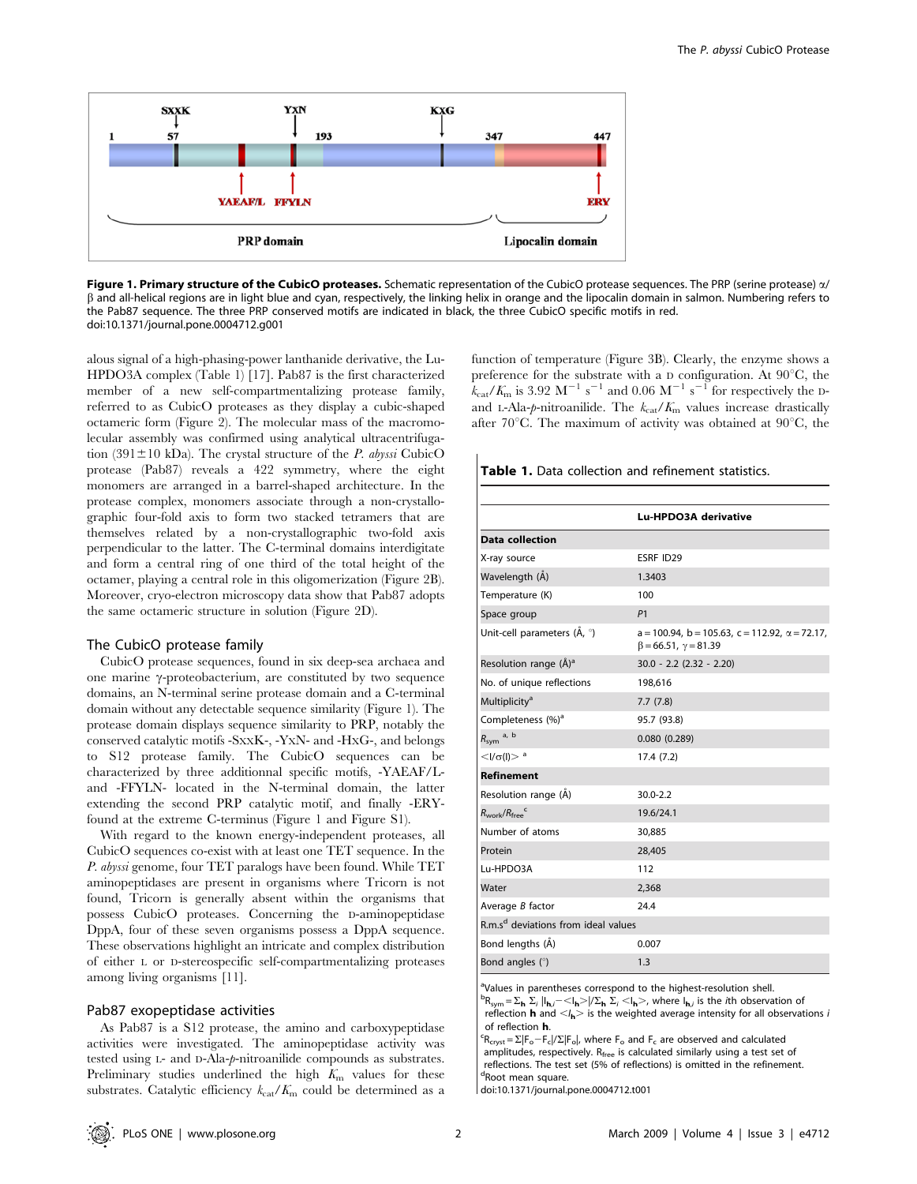**Figure 1. Primary structure of the CubicO proteases.** Schematic representation of the CubicO protease sequences. The PRP (serine protease) α/β and all-helical regions are in light blue and cyan, respectively, the linking helix in orange and the lipocalin domain in salmon. Numbering refers to the Pab87 sequence. The three PRP conserved motifs are indicated in black, the three CubicO specific motifs in red.
doi:10.1371/journal.pone.0004712.g001

alous signal of a high-phasing-power lanthanide derivative, the Lu-HPDO3A complex (Table 1) [17]. Pab87 is the first characterized member of a new self-compartmentalizing protease family, referred to as CubicO proteases as they display a cubic-shaped octameric form (Figure 2). The molecular mass of the macromolecular assembly was confirmed using analytical ultracentrifugation (391±10 kDa). The crystal structure of the *P. abyssi* CubicO protease (Pab87) reveals a 422 symmetry, where the eight monomers are arranged in a barrel-shaped architecture. In the protease complex, monomers associate through a non-crystallographic four-fold axis to form two stacked tetramers that are themselves related by a non-crystallographic two-fold axis perpendicular to the latter. The C-terminal domains interdigitate and form a central ring of one third of the total height of the octamer, playing a central role in this oligomerization (Figure 2B). Moreover, cryo-electron microscopy data show that Pab87 adopts the same octameric structure in solution (Figure 2D).

## The CubicO protease family

CubicO protease sequences, found in six deep-sea archaea and one marine γ-proteobacterium, are constituted by two sequence domains, an N-terminal serine protease domain and a C-terminal domain without any detectable sequence similarity (Figure 1). The protease domain displays sequence similarity to PRP, notably the conserved catalytic motifs -SxxK-, -YxN- and -HxG-, and belongs to S12 protease family. The CubicO sequences can be characterized by three additionnal specific motifs, -YAEAF/L- and -FFYLN- located in the N-terminal domain, the latter extending the second PRP catalytic motif, and finally -ERY- found at the extreme C-terminus (Figure 1 and Figure S1).

With regard to the known energy-independent proteases, all CubicO sequences co-exist with at least one TET sequence. In the *P. abyssi* genome, four TET paralogs have been found. While TET aminopeptidases are present in organisms where Tricorn is not found, Tricorn is generally absent within the organisms that possess CubicO proteases. Concerning the D-aminopeptidase DppA, four of these seven organisms possess a DppA sequence. These observations highlight an intricate and complex distribution of either L or D-stereospecific self-compartmentalizing proteases among living organisms [11].

## Pab87 exopeptidase activities

As Pab87 is a S12 protease, the amino and carboxypeptidase activities were investigated. The aminopeptidase activity was tested using L- and D-Ala-*p*-nitroanilide compounds as substrates. Preliminary studies underlined the high $K_m$ values for these substrates. Catalytic efficiency $k_{cat}/K_m$ could be determined as a function of temperature (Figure 3B). Clearly, the enzyme shows a preference for the substrate with a D configuration. At 90°C, the $k_{cat}/K_m$ is 3.92 $M^{-1}$ $s^{-1}$ and 0.06 $M^{-1}$ $s^{-1}$ for respectively the D- and L-Ala-*p*-nitroanilide. The $k_{cat}/K_m$ values increase drastically after 70°C. The maximum of activity was obtained at 90°C, the

**Table 1.** Data collection and refinement statistics.

| | Lu-HPDO3A derivative |
|---|---|
| **Data collection** | |
| X-ray source | ESRF ID29 |
| Wavelength (Å) | 1.3403 |
| Temperature (K) | 100 |
| Space group | *P*1 |
| Unit-cell parameters (Å, °) | a = 100.94, b = 105.63, c = 112.92, α = 72.17, β = 66.51, γ = 81.39 |
| Resolution range (Å)[a] | 30.0 - 2.2 (2.32 - 2.20) |
| No. of unique reflections | 198,616 |
| Multiplicity[a] | 7.7 (7.8) |
| Completeness (%)[a] | 95.7 (93.8) |
| $R_{sym}$ [a, b] | 0.080 (0.289) |
| <I/σ(I)> [a] | 17.4 (7.2) |
| **Refinement** | |
| Resolution range (Å) | 30.0-2.2 |
| $R_{work}/R_{free}$ [c] | 19.6/24.1 |
| Number of atoms | 30,885 |
| Protein | 28,405 |
| Lu-HPDO3A | 112 |
| Water | 2,368 |
| Average *B* factor | 24.4 |
| R.m.s[d] deviations from ideal values | |
| Bond lengths (Å) | 0.007 |
| Bond angles (°) | 1.3 |

[a]Values in parentheses correspond to the highest-resolution shell.
[b]$R_{sym} = \Sigma_h \Sigma_i |I_{h,i} - \langle I_h \rangle| / \Sigma_h \Sigma_i \langle I_h \rangle$, where $I_{h,i}$ is the *i*th observation of reflection **h** and $\langle I_h \rangle$ is the weighted average intensity for all observations *i* of reflection **h**.
[c]$R_{cryst} = \Sigma|F_o - F_c|/\Sigma|F_o|$, where $F_o$ and $F_c$ are observed and calculated amplitudes, respectively. $R_{free}$ is calculated similarly using a test set of reflections. The test set (5% of reflections) is omitted in the refinement.
[d]Root mean square.
doi:10.1371/journal.pone.0004712.t001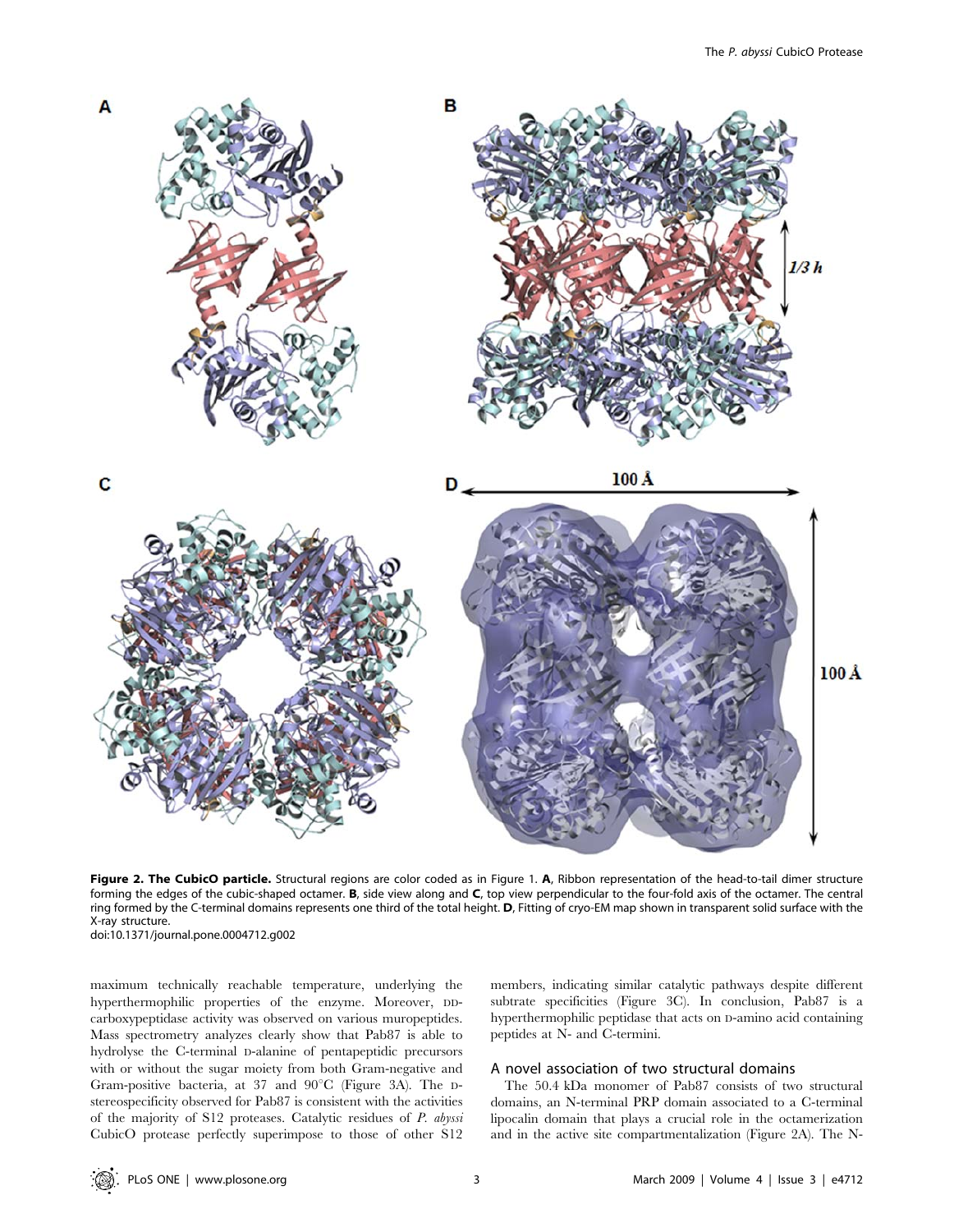**Figure 2. The CubicO particle.** Structural regions are color coded as in Figure 1. **A**, Ribbon representation of the head-to-tail dimer structure forming the edges of the cubic-shaped octamer. **B**, side view along and **C**, top view perpendicular to the four-fold axis of the octamer. The central ring formed by the C-terminal domains represents one third of the total height. **D**, Fitting of cryo-EM map shown in transparent solid surface with the X-ray structure.
doi:10.1371/journal.pone.0004712.g002

maximum technically reachable temperature, underlying the hyperthermophilic properties of the enzyme. Moreover, DD-carboxypeptidase activity was observed on various muropeptides. Mass spectrometry analyzes clearly show that Pab87 is able to hydrolyse the C-terminal D-alanine of pentapeptidic precursors with or without the sugar moiety from both Gram-negative and Gram-positive bacteria, at 37 and 90°C (Figure 3A). The D-stereospecificity observed for Pab87 is consistent with the activities of the majority of S12 proteases. Catalytic residues of *P. abyssi* CubicO protease perfectly superimpose to those of other S12 members, indicating similar catalytic pathways despite different subtrate specificities (Figure 3C). In conclusion, Pab87 is a hyperthermophilic peptidase that acts on D-amino acid containing peptides at N- and C-termini.

## A novel association of two structural domains

The 50.4 kDa monomer of Pab87 consists of two structural domains, an N-terminal PRP domain associated to a C-terminal lipocalin domain that plays a crucial role in the octamerization and in the active site compartmentalization (Figure 2A). The N-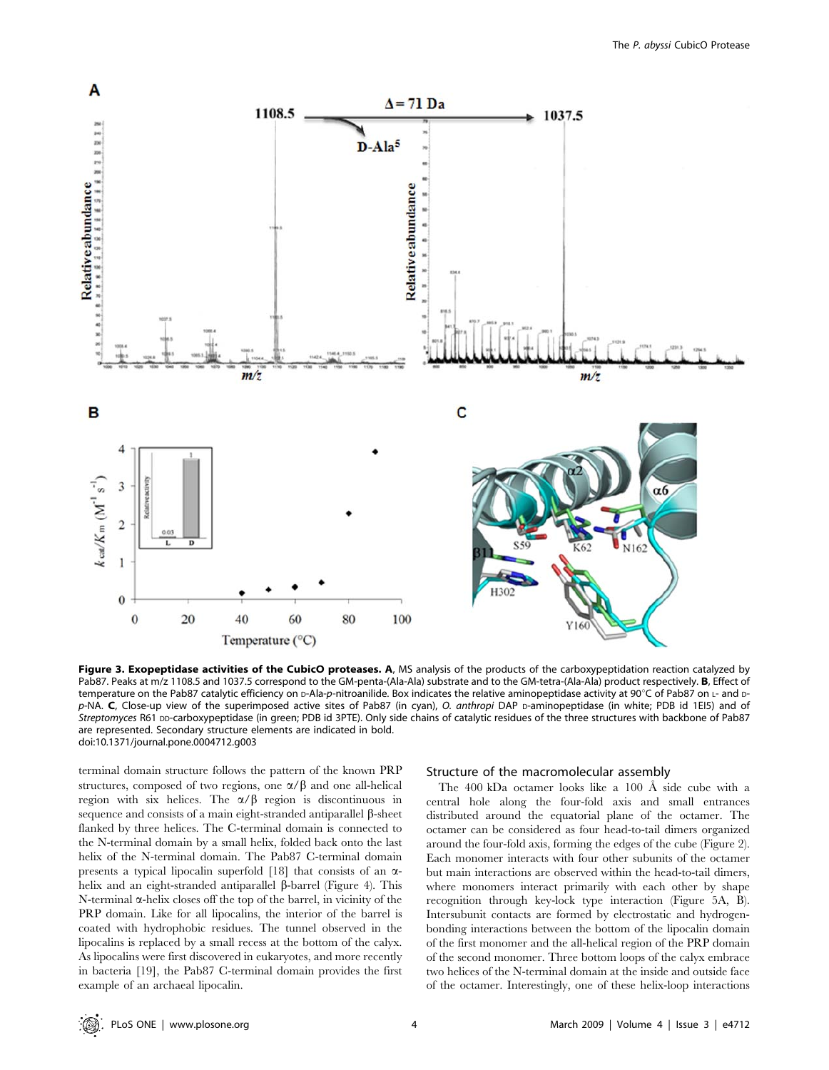**Figure 3. Exopeptidase activities of the CubicO proteases. A**, MS analysis of the products of the carboxypeptidation reaction catalyzed by Pab87. Peaks at m/z 1108.5 and 1037.5 correspond to the GM-penta-(Ala-Ala) substrate and to the GM-tetra-(Ala-Ala) product respectively. **B**, Effect of temperature on the Pab87 catalytic efficiency on D-Ala-*p*-nitroanilide. Box indicates the relative aminopeptidase activity at 90°C of Pab87 on L- and D-*p*-NA. **C**, Close-up view of the superimposed active sites of Pab87 (in cyan), *O. anthropi* DAP D-aminopeptidase (in white; PDB id 1EI5) and of *Streptomyces* R61 DD-carboxypeptidase (in green; PDB id 3PTE). Only side chains of catalytic residues of the three structures with backbone of Pab87 are represented. Secondary structure elements are indicated in bold.
doi:10.1371/journal.pone.0004712.g003

terminal domain structure follows the pattern of the known PRP structures, composed of two regions, one α/β and one all-helical region with six helices. The α/β region is discontinuous in sequence and consists of a main eight-stranded antiparallel β-sheet flanked by three helices. The C-terminal domain is connected to the N-terminal domain by a small helix, folded back onto the last helix of the N-terminal domain. The Pab87 C-terminal domain presents a typical lipocalin superfold [18] that consists of an α-helix and an eight-stranded antiparallel β-barrel (Figure 4). This N-terminal α-helix closes off the top of the barrel, in vicinity of the PRP domain. Like for all lipocalins, the interior of the barrel is coated with hydrophobic residues. The tunnel observed in the lipocalins is replaced by a small recess at the bottom of the calyx. As lipocalins were first discovered in eukaryotes, and more recently in bacteria [19], the Pab87 C-terminal domain provides the first example of an archaeal lipocalin.

## Structure of the macromolecular assembly

The 400 kDa octamer looks like a 100 Å side cube with a central hole along the four-fold axis and small entrances distributed around the equatorial plane of the octamer. The octamer can be considered as four head-to-tail dimers organized around the four-fold axis, forming the edges of the cube (Figure 2). Each monomer interacts with four other subunits of the octamer but main interactions are observed within the head-to-tail dimers, where monomers interact primarily with each other by shape recognition through key-lock type interaction (Figure 5A, B). Intersubunit contacts are formed by electrostatic and hydrogen-bonding interactions between the bottom of the lipocalin domain of the first monomer and the all-helical region of the PRP domain of the second monomer. Three bottom loops of the calyx embrace two helices of the N-terminal domain at the inside and outside face of the octamer. Interestingly, one of these helix-loop interactions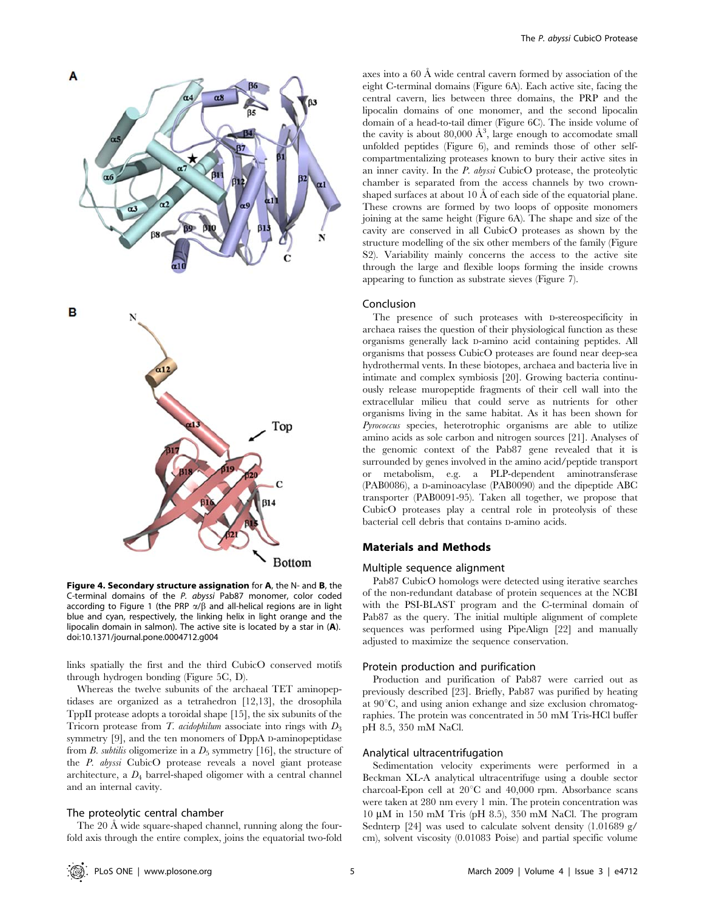**Figure 4. Secondary structure assignation** for **A**, the N- and **B**, the C-terminal domains of the *P. abyssi* Pab87 monomer, color coded according to Figure 1 (the PRP α/β and all-helical regions are in light blue and cyan, respectively, the linking helix in light orange and the lipocalin domain in salmon). The active site is located by a star in (**A**).
doi:10.1371/journal.pone.0004712.g004

links spatially the first and the third CubicO conserved motifs through hydrogen bonding (Figure 5C, D).

Whereas the twelve subunits of the archaeal TET aminopeptidases are organized as a tetrahedron [12,13], the drosophila TppII protease adopts a toroidal shape [15], the six subunits of the Tricorn protease from *T. acidophilum* associate into rings with $D_3$ symmetry [9], and the ten monomers of DppA D-aminopeptidase from *B. subtilis* oligomerize in a $D_5$ symmetry [16], the structure of the *P. abyssi* CubicO protease reveals a novel giant protease architecture, a $D_4$ barrel-shaped oligomer with a central channel and an internal cavity.

### The proteolytic central chamber

The 20 Å wide square-shaped channel, running along the four-fold axis through the entire complex, joins the equatorial two-fold axes into a 60 Å wide central cavern formed by association of the eight C-terminal domains (Figure 6A). Each active site, facing the central cavern, lies between three domains, the PRP and the lipocalin domains of one monomer, and the second lipocalin domain of a head-to-tail dimer (Figure 6C). The inside volume of the cavity is about 80,000 $Å^3$, large enough to accomodate small unfolded peptides (Figure 6), and reminds those of other self-compartmentalizing proteases known to bury their active sites in an inner cavity. In the *P. abyssi* CubicO protease, the proteolytic chamber is separated from the access channels by two crown-shaped surfaces at about 10 Å of each side of the equatorial plane. These crowns are formed by two loops of opposite monomers joining at the same height (Figure 6A). The shape and size of the cavity are conserved in all CubicO proteases as shown by the structure modelling of the six other members of the family (Figure S2). Variability mainly concerns the access to the active site through the large and flexible loops forming the inside crowns appearing to function as substrate sieves (Figure 7).

## Conclusion

The presence of such proteases with D-stereospecificity in archaea raises the question of their physiological function as these organisms generally lack D-amino acid containing peptides. All organisms that possess CubicO proteases are found near deep-sea hydrothermal vents. In these biotopes, archaea and bacteria live in intimate and complex symbiosis [20]. Growing bacteria continuously release muropeptide fragments of their cell wall into the extracellular milieu that could serve as nutrients for other organisms living in the same habitat. As it has been shown for *Pyrococcus* species, heterotrophic organisms are able to utilize amino acids as sole carbon and nitrogen sources [21]. Analyses of the genomic context of the Pab87 gene revealed that it is surrounded by genes involved in the amino acid/peptide transport or metabolism, e.g. a PLP-dependent aminotransferase (PAB0086), a D-aminoacylase (PAB0090) and the dipeptide ABC transporter (PAB0091-95). Taken all together, we propose that CubicO proteases play a central role in proteolysis of these bacterial cell debris that contains D-amino acids.

## Materials and Methods

### Multiple sequence alignment

Pab87 CubicO homologs were detected using iterative searches of the non-redundant database of protein sequences at the NCBI with the PSI-BLAST program and the C-terminal domain of Pab87 as the query. The initial multiple alignment of complete sequences was performed using PipeAlign [22] and manually adjusted to maximize the sequence conservation.

### Protein production and purification

Production and purification of Pab87 were carried out as previously described [23]. Briefly, Pab87 was purified by heating at 90°C, and using anion exhange and size exclusion chromatographies. The protein was concentrated in 50 mM Tris-HCl buffer pH 8.5, 350 mM NaCl.

### Analytical ultracentrifugation

Sedimentation velocity experiments were performed in a Beckman XL-A analytical ultracentrifuge using a double sector charcoal-Epon cell at 20°C and 40,000 rpm. Absorbance scans were taken at 280 nm every 1 min. The protein concentration was 10 µM in 150 mM Tris (pH 8.5), 350 mM NaCl. The program Sednterp [24] was used to calculate solvent density (1.01689 g/cm), solvent viscosity (0.01083 Poise) and partial specific volume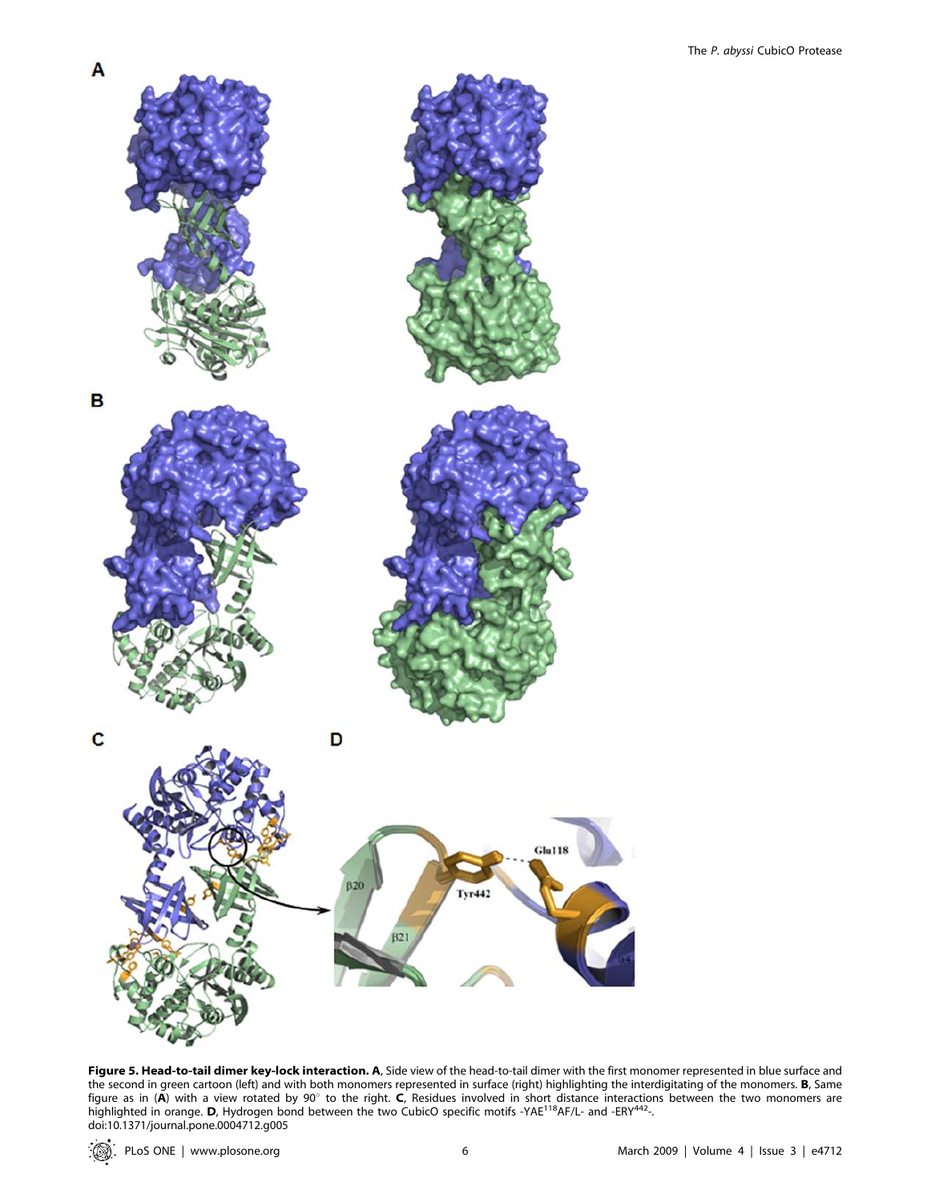**Figure 5. Head-to-tail dimer key-lock interaction. A**, Side view of the head-to-tail dimer with the first monomer represented in blue surface and the second in green cartoon (left) and with both monomers represented in surface (right) highlighting the interdigitating of the monomers. **B**, Same figure as in (**A**) with a view rotated by 90° to the right. **C**, Residues involved in short distance interactions between the two monomers are highlighted in orange. **D**, Hydrogen bond between the two CubicO specific motifs -YAE$^{118}$AF/L- and -ERY$^{442}$-.
doi:10.1371/journal.pone.0004712.g005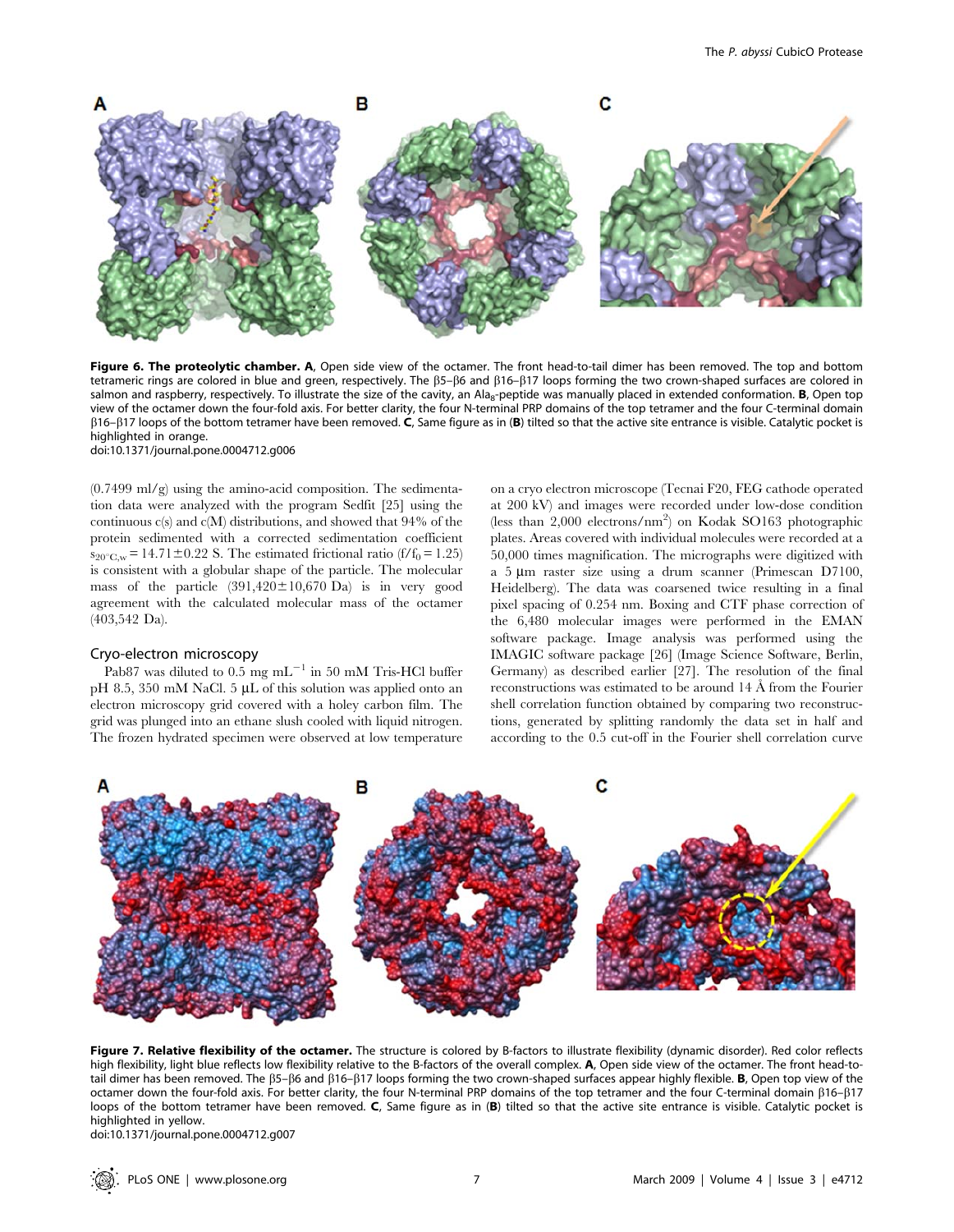**Figure 6. The proteolytic chamber.** **A**, Open side view of the octamer. The front head-to-tail dimer has been removed. The top and bottom tetrameric rings are colored in blue and green, respectively. The β5–β6 and β16–β17 loops forming the two crown-shaped surfaces are colored in salmon and raspberry, respectively. To illustrate the size of the cavity, an $Ala_8$-peptide was manually placed in extended conformation. **B**, Open top view of the octamer down the four-fold axis. For better clarity, the four N-terminal PRP domains of the top tetramer and the four C-terminal domain β16–β17 loops of the bottom tetramer have been removed. **C**, Same figure as in (**B**) tilted so that the active site entrance is visible. Catalytic pocket is highlighted in orange.
doi:10.1371/journal.pone.0004712.g006

(0.7499 ml/g) using the amino-acid composition. The sedimentation data were analyzed with the program Sedfit [25] using the continuous c(s) and c(M) distributions, and showed that 94% of the protein sedimented with a corrected sedimentation coefficient $s_{20°C,w} = 14.71 \pm 0.22$ S. The estimated frictional ratio ($f/f_0 = 1.25$) is consistent with a globular shape of the particle. The molecular mass of the particle (391,420±10,670 Da) is in very good agreement with the calculated molecular mass of the octamer (403,542 Da).

### Cryo-electron microscopy

Pab87 was diluted to 0.5 mg $mL^{-1}$ in 50 mM Tris-HCl buffer pH 8.5, 350 mM NaCl. 5 μL of this solution was applied onto an electron microscopy grid covered with a holey carbon film. The grid was plunged into an ethane slush cooled with liquid nitrogen. The frozen hydrated specimen were observed at low temperature on a cryo electron microscope (Tecnai F20, FEG cathode operated at 200 kV) and images were recorded under low-dose condition (less than 2,000 electrons/$nm^2$) on Kodak SO163 photographic plates. Areas covered with individual molecules were recorded at a 50,000 times magnification. The micrographs were digitized with a 5 μm raster size using a drum scanner (Primescan D7100, Heidelberg). The data was coarsened twice resulting in a final pixel spacing of 0.254 nm. Boxing and CTF phase correction of the 6,480 molecular images were performed in the EMAN software package. Image analysis was performed using the IMAGIC software package [26] (Image Science Software, Berlin, Germany) as described earlier [27]. The resolution of the final reconstructions was estimated to be around 14 Å from the Fourier shell correlation function obtained by comparing two reconstructions, generated by splitting randomly the data set in half and according to the 0.5 cut-off in the Fourier shell correlation curve

**Figure 7. Relative flexibility of the octamer.** The structure is colored by B-factors to illustrate flexibility (dynamic disorder). Red color reflects high flexibility, light blue reflects low flexibility relative to the B-factors of the overall complex. **A**, Open side view of the octamer. The front head-to-tail dimer has been removed. The β5–β6 and β16–β17 loops forming the two crown-shaped surfaces appear highly flexible. **B**, Open top view of the octamer down the four-fold axis. For better clarity, the four N-terminal PRP domains of the top tetramer and the four C-terminal domain β16–β17 loops of the bottom tetramer have been removed. **C**, Same figure as in (**B**) tilted so that the active site entrance is visible. Catalytic pocket is highlighted in yellow.
doi:10.1371/journal.pone.0004712.g007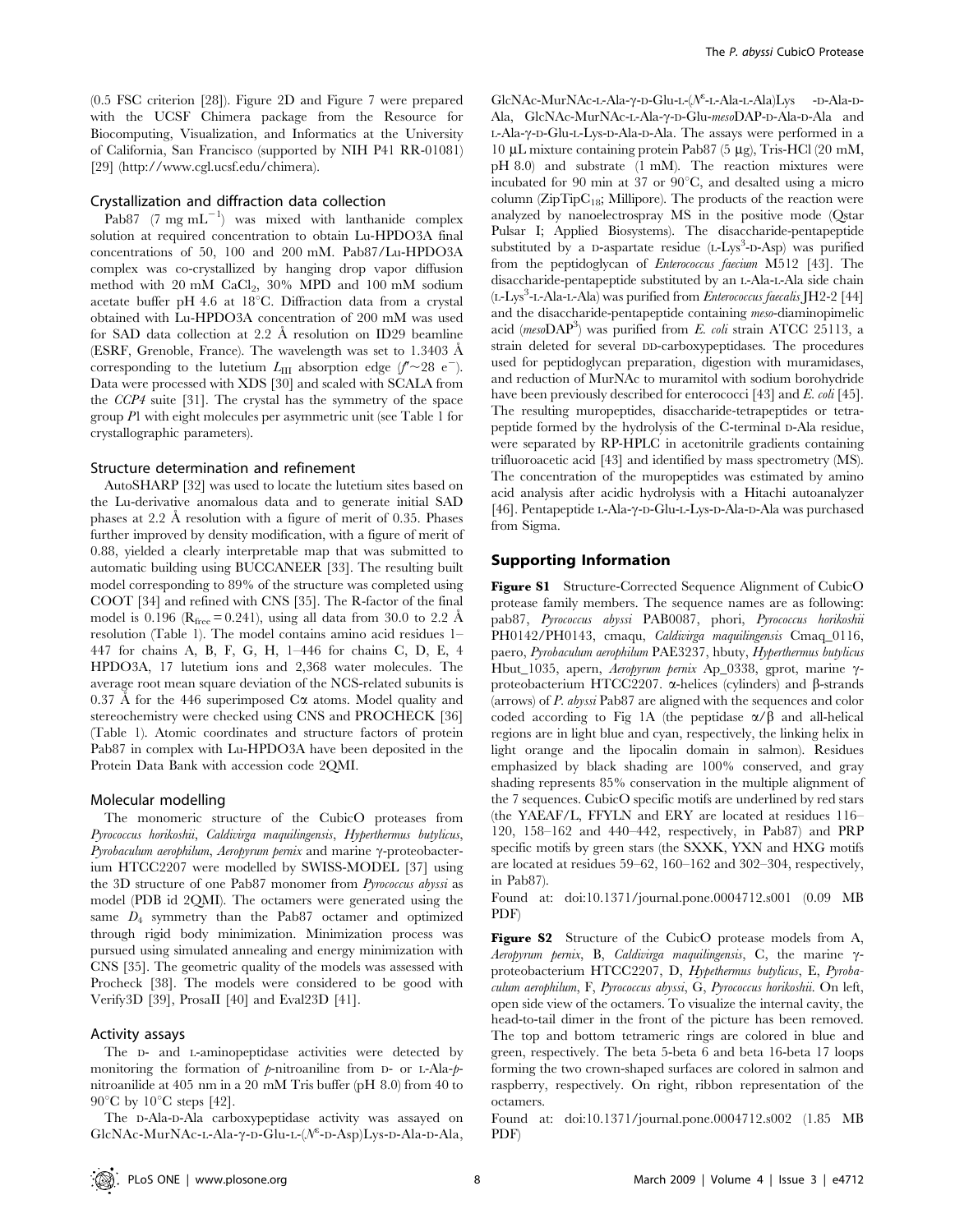(0.5 FSC criterion [28]). Figure 2D and Figure 7 were prepared with the UCSF Chimera package from the Resource for Biocomputing, Visualization, and Informatics at the University of California, San Francisco (supported by NIH P41 RR-01081) [29] (http://www.cgl.ucsf.edu/chimera).

### Crystallization and diffraction data collection

Pab87 (7 mg $mL^{-1}$) was mixed with lanthanide complex solution at required concentration to obtain Lu-HPDO3A final concentrations of 50, 100 and 200 mM. Pab87/Lu-HPDO3A complex was co-crystallized by hanging drop vapor diffusion method with 20 mM $CaCl_2$, 30% MPD and 100 mM sodium acetate buffer pH 4.6 at 18°C. Diffraction data from a crystal obtained with Lu-HPDO3A concentration of 200 mM was used for SAD data collection at 2.2 Å resolution on ID29 beamline (ESRF, Grenoble, France). The wavelength was set to 1.3403 Å corresponding to the lutetium $L_{III}$ absorption edge ($f''\sim 28$ $e^-$). Data were processed with XDS [30] and scaled with SCALA from the *CCP4* suite [31]. The crystal has the symmetry of the space group *P*1 with eight molecules per asymmetric unit (see Table 1 for crystallographic parameters).

### Structure determination and refinement

AutoSHARP [32] was used to locate the lutetium sites based on the Lu-derivative anomalous data and to generate initial SAD phases at 2.2 Å resolution with a figure of merit of 0.35. Phases further improved by density modification, with a figure of merit of 0.88, yielded a clearly interpretable map that was submitted to automatic building using BUCCANEER [33]. The resulting built model corresponding to 89% of the structure was completed using COOT [34] and refined with CNS [35]. The R-factor of the final model is 0.196 ($R_{free} = 0.241$), using all data from 30.0 to 2.2 Å resolution (Table 1). The model contains amino acid residues 1–447 for chains A, B, F, G, H, 1–446 for chains C, D, E, 4 HPDO3A, 17 lutetium ions and 2,368 water molecules. The average root mean square deviation of the NCS-related subunits is 0.37 Å for the 446 superimposed Cα atoms. Model quality and stereochemistry were checked using CNS and PROCHECK [36] (Table 1). Atomic coordinates and structure factors of protein Pab87 in complex with Lu-HPDO3A have been deposited in the Protein Data Bank with accession code 2QMI.

### Molecular modelling

The monomeric structure of the CubicO proteases from *Pyrococcus horikoshii*, *Caldivirga maquilingensis*, *Hyperthermus butylicus*, *Pyrobaculum aerophilum*, *Aeropyrum pernix* and marine γ-proteobacterium HTCC2207 were modelled by SWISS-MODEL [37] using the 3D structure of one Pab87 monomer from *Pyrococcus abyssi* as model (PDB id 2QMI). The octamers were generated using the same $D_4$ symmetry than the Pab87 octamer and optimized through rigid body minimization. Minimization process was pursued using simulated annealing and energy minimization with CNS [35]. The geometric quality of the models was assessed with Procheck [38]. The models were considered to be good with Verify3D [39], ProsaII [40] and Eval23D [41].

### Activity assays

The D- and L-aminopeptidase activities were detected by monitoring the formation of *p*-nitroaniline from D- or L-Ala-*p*-nitroanilide at 405 nm in a 20 mM Tris buffer (pH 8.0) from 40 to 90°C by 10°C steps [42].

The D-Ala-D-Ala carboxypeptidase activity was assayed on GlcNAc-MurNAc-L-Ala-γ-D-Glu-L-($N^{\varepsilon}$-D-Asp)Lys-D-Ala-D-Ala, GlcNAc-MurNAc-L-Ala-γ-D-Glu-L-($N^{\varepsilon}$-L-Ala-L-Ala)Lys -D-Ala-D-Ala, GlcNAc-MurNAc-L-Ala-γ-D-Glu-*meso*DAP-D-Ala-D-Ala and L-Ala-γ-D-Glu-L-Lys-D-Ala-D-Ala. The assays were performed in a 10 µL mixture containing protein Pab87 (5 µg), Tris-HCl (20 mM, pH 8.0) and substrate (1 mM). The reaction mixtures were incubated for 90 min at 37 or 90°C, and desalted using a micro column (ZipTip$C_{18}$; Millipore). The products of the reaction were analyzed by nanoelectrospray MS in the positive mode (Qstar Pulsar I; Applied Biosystems). The disaccharide-pentapeptide substituted by a D-aspartate residue (L-$Lys^3$-D-Asp) was purified from the peptidoglycan of *Enterococcus faecium* M512 [43]. The disaccharide-pentapeptide substituted by an L-Ala-L-Ala side chain (L-$Lys^3$-L-Ala-L-Ala) was purified from *Enterococcus faecalis* JH2-2 [44] and the disaccharide-pentapeptide containing *meso*-diaminopimelic acid (*meso*$DAP^3$) was purified from *E. coli* strain ATCC 25113, a strain deleted for several DD-carboxypeptidases. The procedures used for peptidoglycan preparation, digestion with muramidases, and reduction of MurNAc to muramitol with sodium borohydride have been previously described for enterococci [43] and *E. coli* [45]. The resulting muropeptides, disaccharide-tetrapeptides or tetrapeptide formed by the hydrolysis of the C-terminal D-Ala residue, were separated by RP-HPLC in acetonitrile gradients containing trifluoroacetic acid [43] and identified by mass spectrometry (MS). The concentration of the muropeptides was estimated by amino acid analysis after acidic hydrolysis with a Hitachi autoanalyzer [46]. Pentapeptide L-Ala-γ-D-Glu-L-Lys-D-Ala-D-Ala was purchased from Sigma.

## Supporting Information

**Figure S1** Structure-Corrected Sequence Alignment of CubicO protease family members. The sequence names are as following: pab87, *Pyrococcus abyssi* PAB0087, phori, *Pyrococcus horikoshii* PH0142/PH0143, cmaqu, *Caldivirga maquilingensis* Cmaq_0116, paero, *Pyrobaculum aerophilum* PAE3237, hbuty, *Hyperthermus butylicus* Hbut_1035, apern, *Aeropyrum pernix* Ap_0338, gprot, marine γ-proteobacterium HTCC2207. α-helices (cylinders) and β-strands (arrows) of *P. abyssi* Pab87 are aligned with the sequences and color coded according to Fig 1A (the peptidase α/β and all-helical regions are in light blue and cyan, respectively, the linking helix in light orange and the lipocalin domain in salmon). Residues emphasized by black shading are 100% conserved, and gray shading represents 85% conservation in the multiple alignment of the 7 sequences. CubicO specific motifs are underlined by red stars (the YAEAF/L, FFYLN and ERY are located at residues 116–120, 158–162 and 440–442, respectively, in Pab87) and PRP specific motifs by green stars (the SXXK, YXN and HXG motifs are located at residues 59–62, 160–162 and 302–304, respectively, in Pab87).

Found at: doi:10.1371/journal.pone.0004712.s001 (0.09 MB PDF)

**Figure S2** Structure of the CubicO protease models from A, *Aeropyrum pernix*, B, *Caldivirga maquilingensis*, C, the marine γ-proteobacterium HTCC2207, D, *Hypethermus butylicus*, E, *Pyrobaculum aerophilum*, F, *Pyrococcus abyssi*, G, *Pyrococcus horikoshii*. On left, open side view of the octamers. To visualize the internal cavity, the head-to-tail dimer in the front of the picture has been removed. The top and bottom tetrameric rings are colored in blue and green, respectively. The beta 5-beta 6 and beta 16-beta 17 loops forming the two crown-shaped surfaces are colored in salmon and raspberry, respectively. On right, ribbon representation of the octamers.

Found at: doi:10.1371/journal.pone.0004712.s002 (1.85 MB PDF)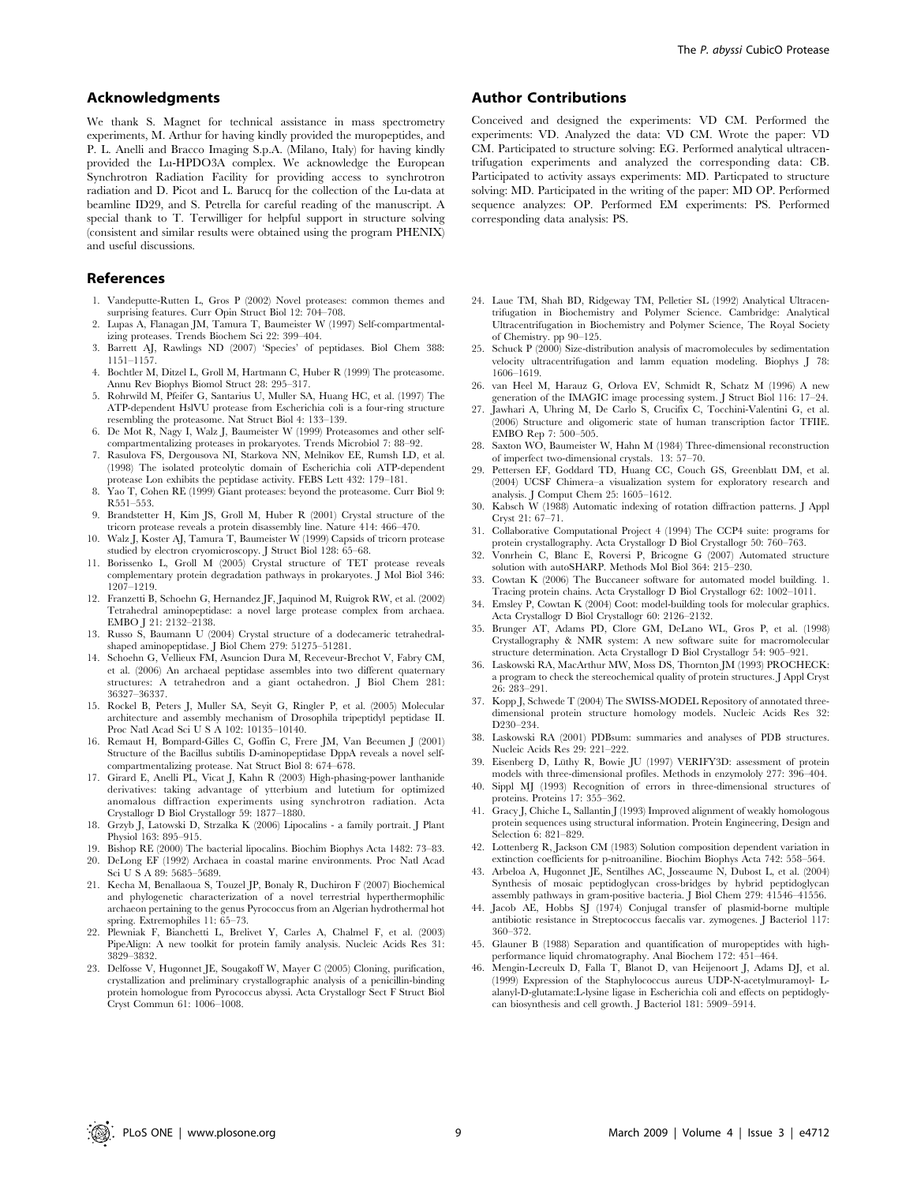## Acknowledgments

We thank S. Magnet for technical assistance in mass spectrometry experiments, M. Arthur for having kindly provided the muropeptides, and P. L. Anelli and Bracco Imaging S.p.A. (Milano, Italy) for having kindly provided the Lu-HPDO3A complex. We acknowledge the European Synchrotron Radiation Facility for providing access to synchrotron radiation and D. Picot and L. Barucq for the collection of the Lu-data at beamline ID29, and S. Petrella for careful reading of the manuscript. A special thank to T. Terwilliger for helpful support in structure solving (consistent and similar results were obtained using the program PHENIX) and useful discussions.

## Author Contributions

Conceived and designed the experiments: VD CM. Performed the experiments: VD. Analyzed the data: VD CM. Wrote the paper: VD CM. Participated to structure solving: EG. Performed analytical ultracentrifugation experiments and analyzed the corresponding data: CB. Participated to activity assays experiments: MD. Particpated to structure solving: MD. Participated in the writing of the paper: MD OP. Performed sequence analyzes: OP. Performed EM experiments: PS. Performed corresponding data analysis: PS.

## References

1. Vandeputte-Rutten L, Gros P (2002) Novel proteases: common themes and surprising features. Curr Opin Struct Biol 12: 704–708.
2. Lupas A, Flanagan JM, Tamura T, Baumeister W (1997) Self-compartmentalizing proteases. Trends Biochem Sci 22: 399–404.
3. Barrett AJ, Rawlings ND (2007) 'Species' of peptidases. Biol Chem 388: 1151–1157.
4. Bochtler M, Ditzel L, Groll M, Hartmann C, Huber R (1999) The proteasome. Annu Rev Biophys Biomol Struct 28: 295–317.
5. Rohrwild M, Pfeifer G, Santarius U, Muller SA, Huang HC, et al. (1997) The ATP-dependent HslVU protease from Escherichia coli is a four-ring structure resembling the proteasome. Nat Struct Biol 4: 133–139.
6. De Mot R, Nagy I, Walz J, Baumeister W (1999) Proteasomes and other self-compartmentalizing proteases in prokaryotes. Trends Microbiol 7: 88–92.
7. Rasulova FS, Dergousova NI, Starkova NN, Melnikov EE, Rumsh LD, et al. (1998) The isolated proteolytic domain of Escherichia coli ATP-dependent protease Lon exhibits the peptidase activity. FEBS Lett 432: 179–181.
8. Yao T, Cohen RE (1999) Giant proteases: beyond the proteasome. Curr Biol 9: R551–553.
9. Brandstetter H, Kim JS, Groll M, Huber R (2001) Crystal structure of the tricorn protease reveals a protein disassembly line. Nature 414: 466–470.
10. Walz J, Koster AJ, Tamura T, Baumeister W (1999) Capsids of tricorn protease studied by electron cryomicroscopy. J Struct Biol 128: 65–68.
11. Borissenko L, Groll M (2005) Crystal structure of TET protease reveals complementary protein degradation pathways in prokaryotes. J Mol Biol 346: 1207–1219.
12. Franzetti B, Schoehn G, Hernandez JF, Jaquinod M, Ruigrok RW, et al. (2002) Tetrahedral aminopeptidase: a novel large protease complex from archaea. EMBO J 21: 2132–2138.
13. Russo S, Baumann U (2004) Crystal structure of a dodecameric tetrahedral-shaped aminopeptidase. J Biol Chem 279: 51275–51281.
14. Schoehn G, Vellieux FM, Asuncion Dura M, Receveur-Brechot V, Fabry CM, et al. (2006) An archaeal peptidase assembles into two different quaternary structures: A tetrahedron and a giant octahedron. J Biol Chem 281: 36327–36337.
15. Rockel B, Peters J, Muller SA, Seyit G, Ringler P, et al. (2005) Molecular architecture and assembly mechanism of Drosophila tripeptidyl peptidase II. Proc Natl Acad Sci U S A 102: 10135–10140.
16. Remaut H, Bompard-Gilles C, Goffin C, Frere JM, Van Beeumen J (2001) Structure of the Bacillus subtilis D-aminopeptidase DppA reveals a novel self-compartmentalizing protease. Nat Struct Biol 8: 674–678.
17. Girard E, Anelli PL, Vicat J, Kahn R (2003) High-phasing-power lanthanide derivatives: taking advantage of ytterbium and lutetium for optimized anomalous diffraction experiments using synchrotron radiation. Acta Crystallogr D Biol Crystallogr 59: 1877–1880.
18. Grzyb J, Latowski D, Strzalka K (2006) Lipocalins - a family portrait. J Plant Physiol 163: 895–915.
19. Bishop RE (2000) The bacterial lipocalins. Biochim Biophys Acta 1482: 73–83.
20. DeLong EF (1992) Archaea in coastal marine environments. Proc Natl Acad Sci U S A 89: 5685–5689.
21. Kecha M, Benallaoua S, Touzel JP, Bonaly R, Duchiron F (2007) Biochemical and phylogenetic characterization of a novel terrestrial hyperthermophilic archaeon pertaining to the genus Pyrococcus from an Algerian hydrothermal hot spring. Extremophiles 11: 65–73.
22. Plewniak F, Bianchetti L, Brelivet Y, Carles A, Chalmel F, et al. (2003) PipeAlign: A new toolkit for protein family analysis. Nucleic Acids Res 31: 3829–3832.
23. Delfosse V, Hugonnet JE, Sougakoff W, Mayer C (2005) Cloning, purification, crystallization and preliminary crystallographic analysis of a penicillin-binding protein homologue from Pyrococcus abyssi. Acta Crystallogr Sect F Struct Biol Cryst Commun 61: 1006–1008.
24. Laue TM, Shah BD, Ridgeway TM, Pelletier SL (1992) Analytical Ultracentrifugation in Biochemistry and Polymer Science. Cambridge: Analytical Ultracentrifugation in Biochemistry and Polymer Science, The Royal Society of Chemistry. pp 90–125.
25. Schuck P (2000) Size-distribution analysis of macromolecules by sedimentation velocity ultracentrifugation and lamm equation modeling. Biophys J 78: 1606–1619.
26. van Heel M, Harauz G, Orlova EV, Schmidt R, Schatz M (1996) A new generation of the IMAGIC image processing system. J Struct Biol 116: 17–24.
27. Jawhari A, Uhring M, De Carlo S, Crucifix C, Tocchini-Valentini G, et al. (2006) Structure and oligomeric state of human transcription factor TFIIE. EMBO Rep 7: 500–505.
28. Saxton WO, Baumeister W, Hahn M (1984) Three-dimensional reconstruction of imperfect two-dimensional crystals. 13: 57–70.
29. Pettersen EF, Goddard TD, Huang CC, Couch GS, Greenblatt DM, et al. (2004) UCSF Chimera–a visualization system for exploratory research and analysis. J Comput Chem 25: 1605–1612.
30. Kabsch W (1988) Automatic indexing of rotation diffraction patterns. J Appl Cryst 21: 67–71.
31. Collaborative Computational Project 4 (1994) The CCP4 suite: programs for protein crystallography. Acta Crystallogr D Biol Crystallogr 50: 760–763.
32. Vonrhein C, Blanc E, Roversi P, Bricogne G (2007) Automated structure solution with autoSHARP. Methods Mol Biol 364: 215–230.
33. Cowtan K (2006) The Buccaneer software for automated model building. 1. Tracing protein chains. Acta Crystallogr D Biol Crystallogr 62: 1002–1011.
34. Emsley P, Cowtan K (2004) Coot: model-building tools for molecular graphics. Acta Crystallogr D Biol Crystallogr 60: 2126–2132.
35. Brunger AT, Adams PD, Clore GM, DeLano WL, Gros P, et al. (1998) Crystallography & NMR system: A new software suite for macromolecular structure determination. Acta Crystallogr D Biol Crystallogr 54: 905–921.
36. Laskowski RA, MacArthur MW, Moss DS, Thornton JM (1993) PROCHECK: a program to check the stereochemical quality of protein structures. J Appl Cryst 26: 283–291.
37. Kopp J, Schwede T (2004) The SWISS-MODEL Repository of annotated three-dimensional protein structure homology models. Nucleic Acids Res 32: D230–234.
38. Laskowski RA (2001) PDBsum: summaries and analyses of PDB structures. Nucleic Acids Res 29: 221–222.
39. Eisenberg D, Lüthy R, Bowie JU (1997) VERIFY3D: assessment of protein models with three-dimensional profiles. Methods in enzymoloy 277: 396–404.
40. Sippl MJ (1993) Recognition of errors in three-dimensional structures of proteins. Proteins 17: 355–362.
41. Gracy J, Chiche L, Sallantin J (1993) Improved alignment of weakly homologous protein sequences using structural information. Protein Engineering, Design and Selection 6: 821–829.
42. Lottenberg R, Jackson CM (1983) Solution composition dependent variation in extinction coefficients for p-nitroaniline. Biochim Biophys Acta 742: 558–564.
43. Arbeloa A, Hugonnet JE, Sentilhes AC, Josseaume N, Dubost L, et al. (2004) Synthesis of mosaic peptidoglycan cross-bridges by hybrid peptidoglycan assembly pathways in gram-positive bacteria. J Biol Chem 279: 41546–41556.
44. Jacob AE, Hobbs SJ (1974) Conjugal transfer of plasmid-borne multiple antibiotic resistance in Streptococcus faecalis var. zymogenes. J Bacteriol 117: 360–372.
45. Glauner B (1988) Separation and quantification of muropeptides with high-performance liquid chromatography. Anal Biochem 172: 451–464.
46. Mengin-Lecreulx D, Falla T, Blanot D, van Heijenoort J, Adams DJ, et al. (1999) Expression of the Staphylococcus aureus UDP-N-acetylmuramoyl- L-alanyl-D-glutamate:L-lysine ligase in Escherichia coli and effects on peptidoglycan biosynthesis and cell growth. J Bacteriol 181: 5909–5914.